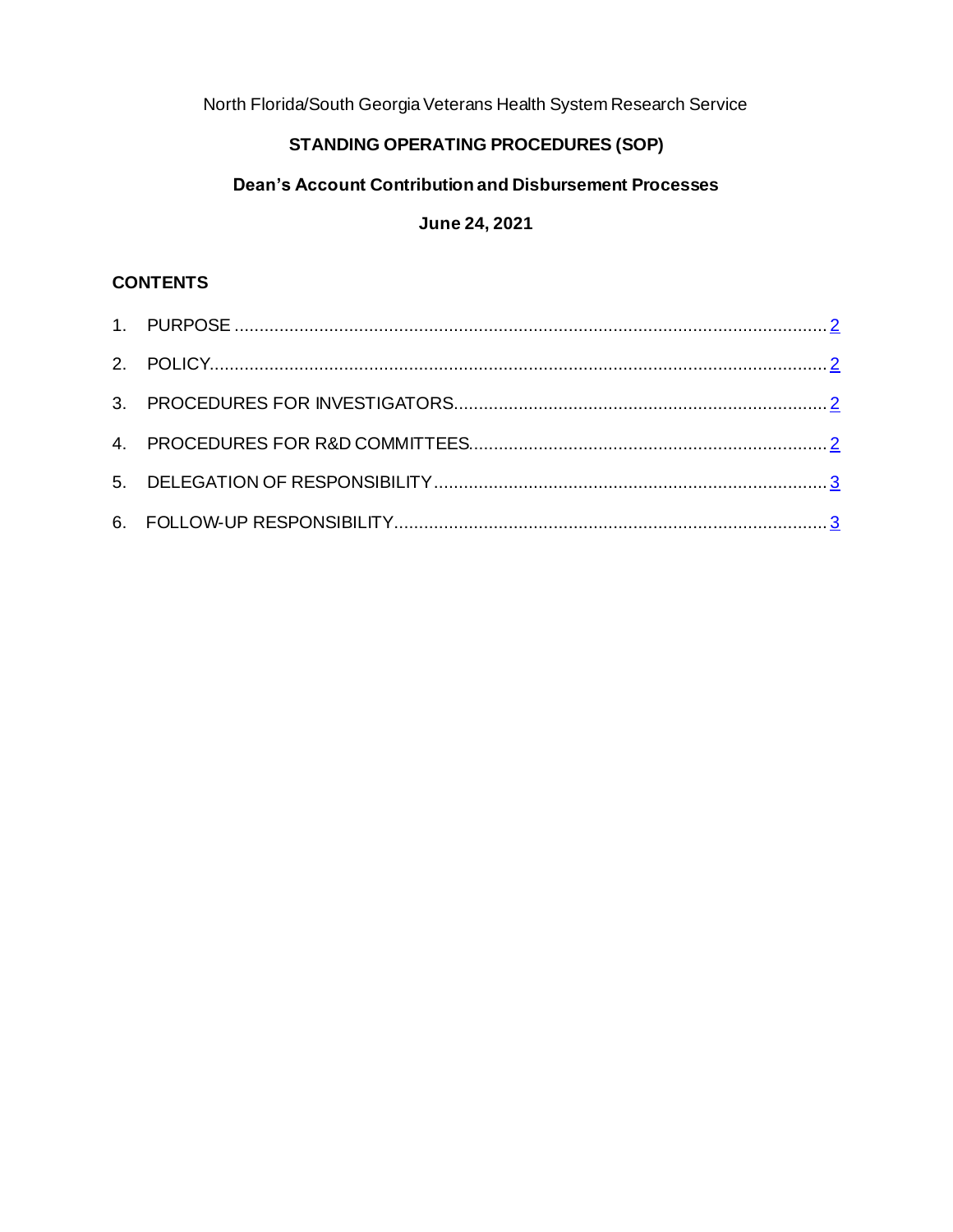North Florida/South Georgia Veterans Health System Research Service

**STANDING OPERATING PROCEDURES (SOP)**

**Dean's Account Contribution and Disbursement Processes**

**June 24, 2021**

## CONTENTS

1. PURPOSE .......... 2
2. POLICY .......... 2
3. PROCEDURES FOR INVESTIGATORS .......... 2
4. PROCEDURES FOR R&D COMMITTEES .......... 2
5. DELEGATION OF RESPONSIBILITY .......... 3
6. FOLLOW-UP RESPONSIBILITY .......... 3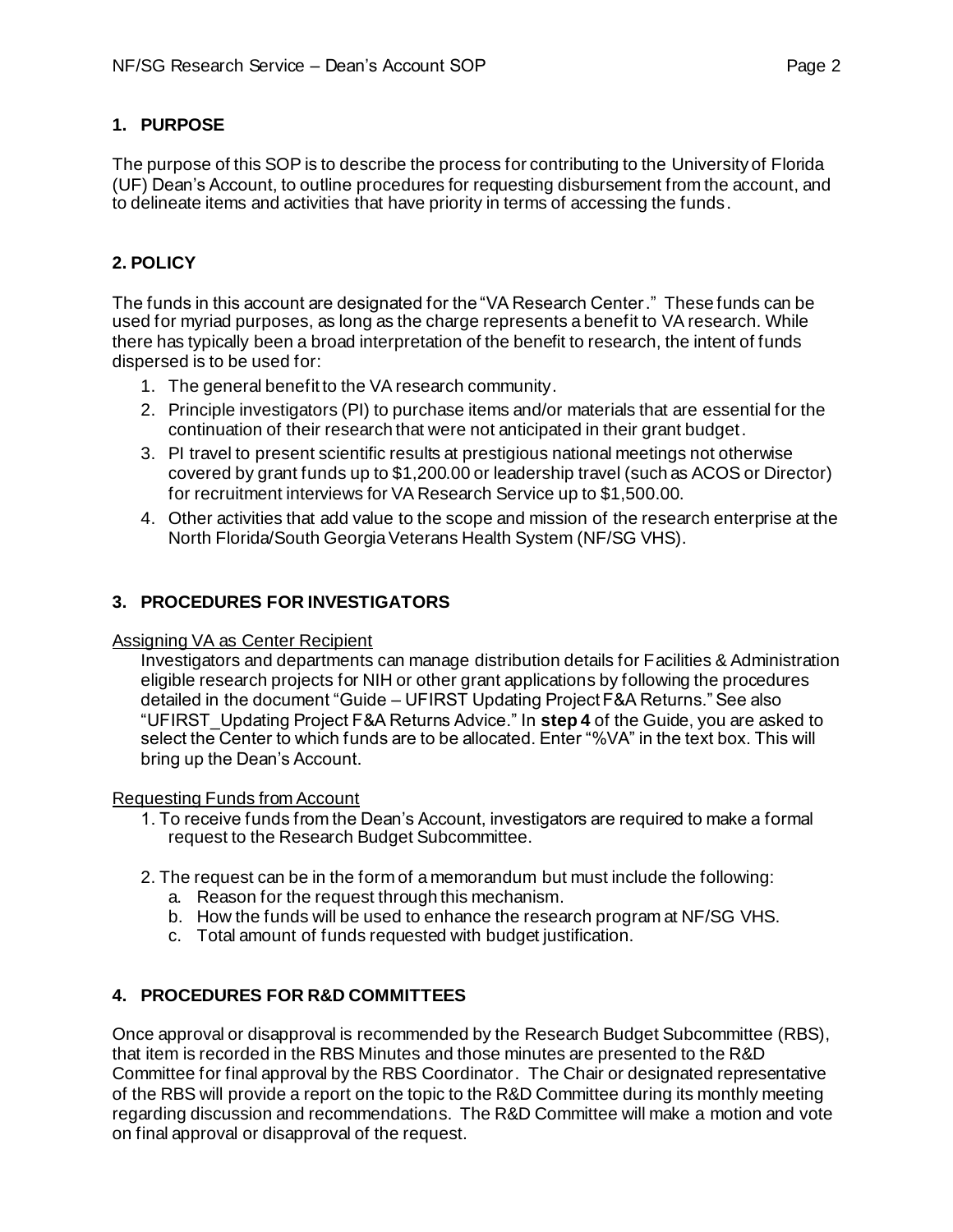## 1. PURPOSE

The purpose of this SOP is to describe the process for contributing to the University of Florida (UF) Dean's Account, to outline procedures for requesting disbursement from the account, and to delineate items and activities that have priority in terms of accessing the funds.

## 2. POLICY

The funds in this account are designated for the "VA Research Center." These funds can be used for myriad purposes, as long as the charge represents a benefit to VA research. While there has typically been a broad interpretation of the benefit to research, the intent of funds dispersed is to be used for:

1. The general benefit to the VA research community.
2. Principle investigators (PI) to purchase items and/or materials that are essential for the continuation of their research that were not anticipated in their grant budget.
3. PI travel to present scientific results at prestigious national meetings not otherwise covered by grant funds up to $1,200.00 or leadership travel (such as ACOS or Director) for recruitment interviews for VA Research Service up to $1,500.00.
4. Other activities that add value to the scope and mission of the research enterprise at the North Florida/South Georgia Veterans Health System (NF/SG VHS).

## 3. PROCEDURES FOR INVESTIGATORS

Assigning VA as Center Recipient

Investigators and departments can manage distribution details for Facilities & Administration eligible research projects for NIH or other grant applications by following the procedures detailed in the document "Guide – UFIRST Updating Project F&A Returns." See also "UFIRST_Updating Project F&A Returns Advice." In **step 4** of the Guide, you are asked to select the Center to which funds are to be allocated. Enter "%VA" in the text box. This will bring up the Dean's Account.

Requesting Funds from Account

1. To receive funds from the Dean's Account, investigators are required to make a formal request to the Research Budget Subcommittee.

2. The request can be in the form of a memorandum but must include the following:
   a. Reason for the request through this mechanism.
   b. How the funds will be used to enhance the research program at NF/SG VHS.
   c. Total amount of funds requested with budget justification.

## 4. PROCEDURES FOR R&D COMMITTEES

Once approval or disapproval is recommended by the Research Budget Subcommittee (RBS), that item is recorded in the RBS Minutes and those minutes are presented to the R&D Committee for final approval by the RBS Coordinator. The Chair or designated representative of the RBS will provide a report on the topic to the R&D Committee during its monthly meeting regarding discussion and recommendations. The R&D Committee will make a motion and vote on final approval or disapproval of the request.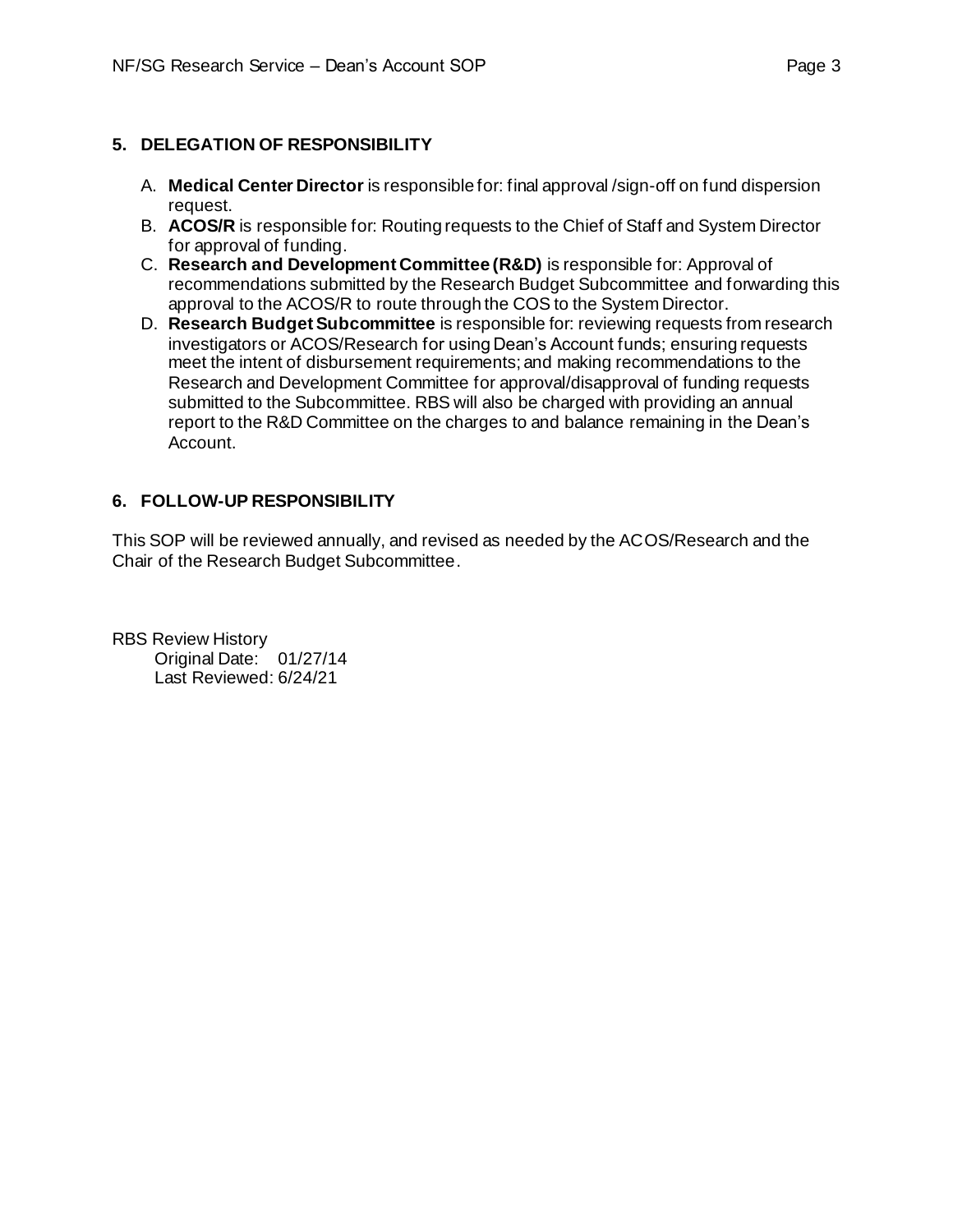## 5. DELEGATION OF RESPONSIBILITY

A. **Medical Center Director** is responsible for: final approval /sign-off on fund dispersion request.

B. **ACOS/R** is responsible for: Routing requests to the Chief of Staff and System Director for approval of funding.

C. **Research and Development Committee (R&D)** is responsible for: Approval of recommendations submitted by the Research Budget Subcommittee and forwarding this approval to the ACOS/R to route through the COS to the System Director.

D. **Research Budget Subcommittee** is responsible for: reviewing requests from research investigators or ACOS/Research for using Dean's Account funds; ensuring requests meet the intent of disbursement requirements; and making recommendations to the Research and Development Committee for approval/disapproval of funding requests submitted to the Subcommittee. RBS will also be charged with providing an annual report to the R&D Committee on the charges to and balance remaining in the Dean's Account.

## 6. FOLLOW-UP RESPONSIBILITY

This SOP will be reviewed annually, and revised as needed by the ACOS/Research and the Chair of the Research Budget Subcommittee.

RBS Review History
Original Date: 01/27/14
Last Reviewed: 6/24/21